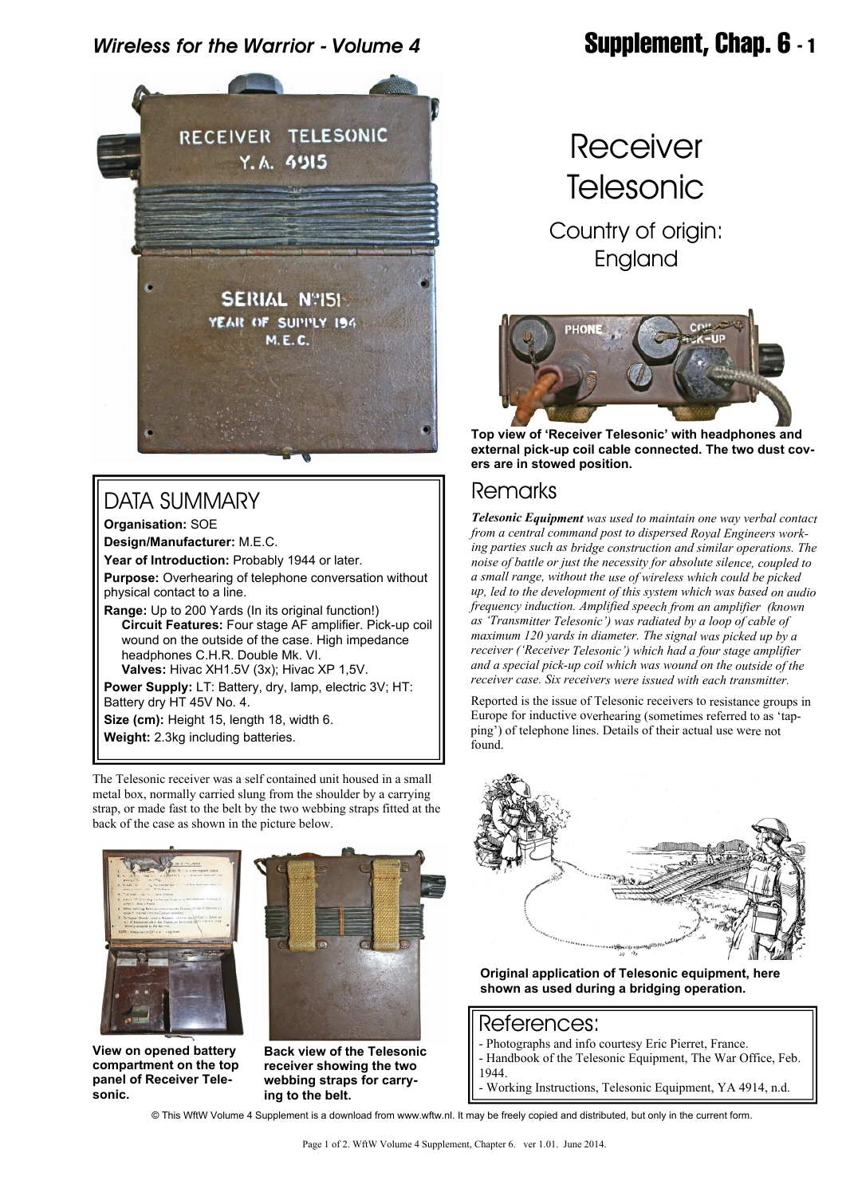# Receiver Telesonic

Country of origin: England

## DATA SUMMARY

**Organisation:** SOE

**Design/Manufacturer:** M.E.C.

**Year of Introduction:** Probably 1944 or later.

**Purpose:** Overhearing of telephone conversation without physical contact to a line.

**Range:** Up to 200 Yards (In its original function!)

**Circuit Features:** Four stage AF amplifier. Pick-up coil wound on the outside of the case. High impedance headphones C.H.R. Double Mk. VI.

**Valves:** Hivac XH1.5V (3x); Hivac XP 1,5V.

**Power Supply:** LT: Battery, dry, lamp, electric 3V; HT: Battery dry HT 45V No. 4.

**Size (cm):** Height 15, length 18, width 6.

**Weight:** 2.3kg including batteries.

The Telesonic receiver was a self contained unit housed in a small metal box, normally carried slung from the shoulder by a carrying strap, or made fast to the belt by the two webbing straps fitted at the back of the case as shown in the picture below.

View on opened battery compartment on the top panel of Receiver Telesonic.

Back view of the Telesonic receiver showing the two webbing straps for carrying to the belt.

Top view of 'Receiver Telesonic' with headphones and external pick-up coil cable connected. The two dust covers are in stowed position.

## Remarks

***Telesonic Equipment*** *was used to maintain one way verbal contact from a central command post to dispersed Royal Engineers working parties such as bridge construction and similar operations. The noise of battle or just the necessity for absolute silence, coupled to a small range, without the use of wireless which could be picked up, led to the development of this system which was based on audio frequency induction. Amplified speech from an amplifier (known as 'Transmitter Telesonic') was radiated by a loop of cable of maximum 120 yards in diameter. The signal was picked up by a receiver ('Receiver Telesonic') which had a four stage amplifier and a special pick-up coil which was wound on the outside of the receiver case. Six receivers were issued with each transmitter.*

Reported is the issue of Telesonic receivers to resistance groups in Europe for inductive overhearing (sometimes referred to as 'tapping') of telephone lines. Details of their actual use were not found.

Original application of Telesonic equipment, here shown as used during a bridging operation.

## References:

- Photographs and info courtesy Eric Pierret, France.
- Handbook of the Telesonic Equipment, The War Office, Feb. 1944.
- Working Instructions, Telesonic Equipment, YA 4914, n.d.

© This WftW Volume 4 Supplement is a download from www.wftw.nl. It may be freely copied and distributed, but only in the current form.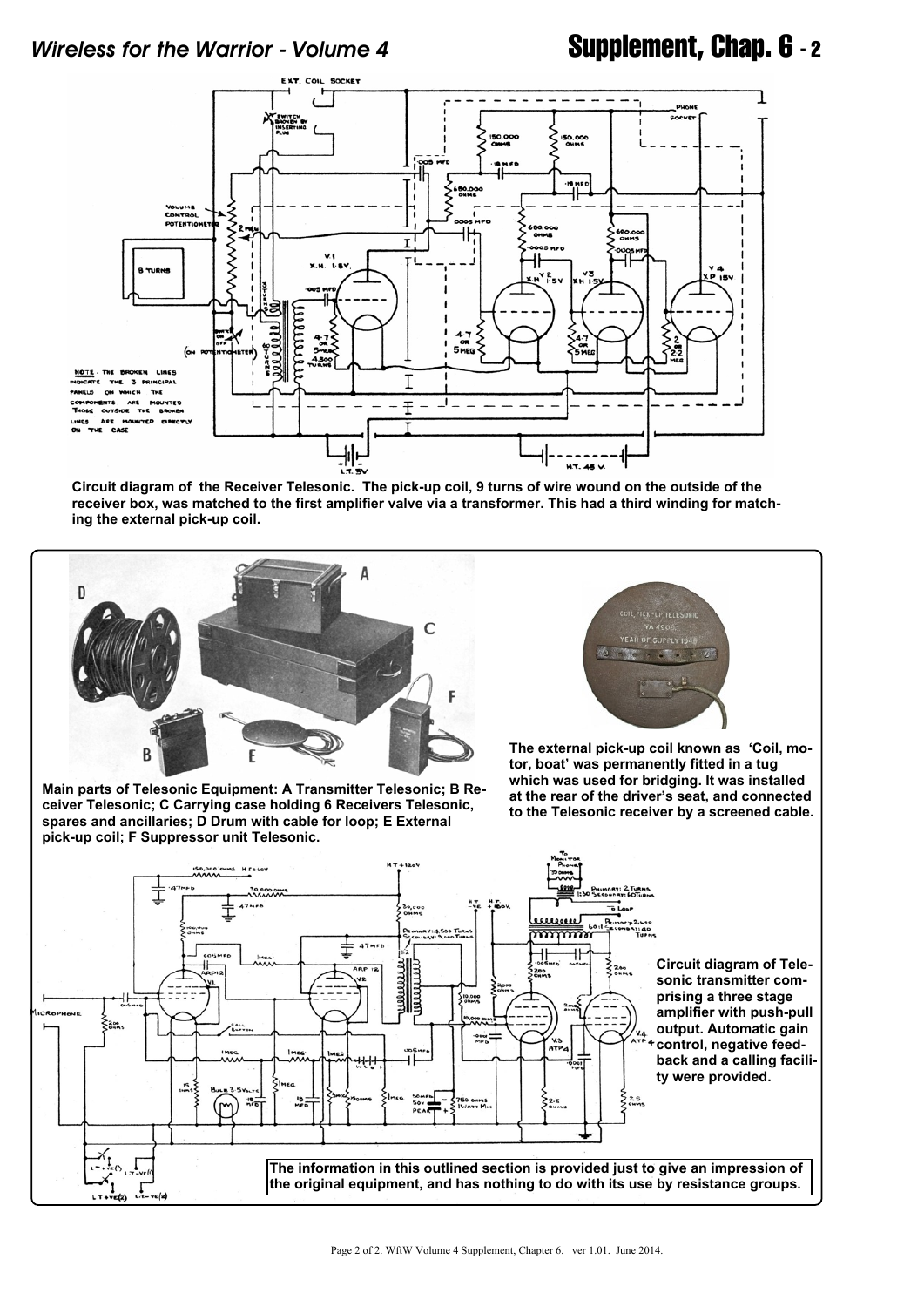Circuit diagram of the Receiver Telesonic. The pick-up coil, 9 turns of wire wound on the outside of the receiver box, was matched to the first amplifier valve via a transformer. This had a third winding for matching the external pick-up coil.

Main parts of Telesonic Equipment: A Transmitter Telesonic; B Receiver Telesonic; C Carrying case holding 6 Receivers Telesonic, spares and ancillaries; D Drum with cable for loop; E External pick-up coil; F Suppressor unit Telesonic.

The external pick-up coil known as 'Coil, motor, boat' was permanently fitted in a tug which was used for bridging. It was installed at the rear of the driver's seat, and connected to the Telesonic receiver by a screened cable.

Circuit diagram of Telesonic transmitter comprising a three stage amplifier with push-pull output. Automatic gain control, negative feedback and a calling facility were provided.

The information in this outlined section is provided just to give an impression of the original equipment, and has nothing to do with its use by resistance groups.